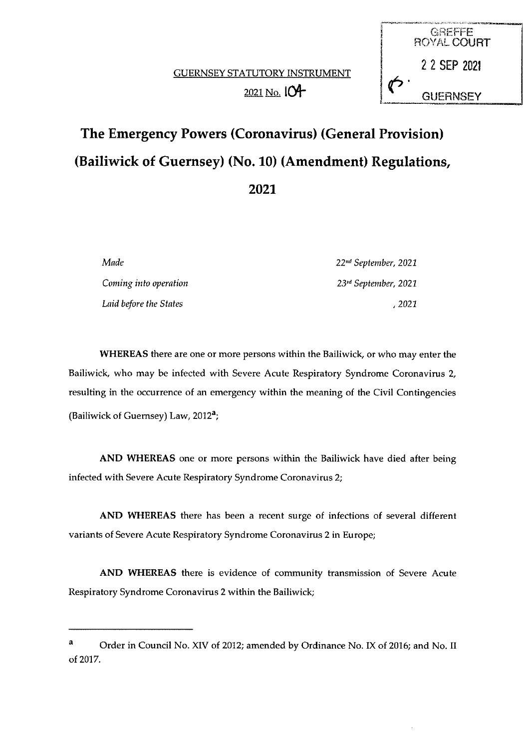GREFFE ROYAL COURT

22 SEP 2021

GUERNSEY

GUERNSEY STATUTORY INSTRUMENT

2021 No. 104

# The Emergency Powers (Coronavirus) (General Provision) (Bailiwick of Guernsey) (No. 10) (Amendment) Regulations, 2021

| | |
|---|---|
| *Made* | *22nd September, 2021* |
| *Coming into operation* | *23rd September, 2021* |
| *Laid before the States* | *, 2021* |

**WHEREAS** there are one or more persons within the Bailiwick, or who may enter the Bailiwick, who may be infected with Severe Acute Respiratory Syndrome Coronavirus 2, resulting in the occurrence of an emergency within the meaning of the Civil Contingencies (Bailiwick of Guernsey) Law, 2012[a];

**AND WHEREAS** one or more persons within the Bailiwick have died after being infected with Severe Acute Respiratory Syndrome Coronavirus 2;

**AND WHEREAS** there has been a recent surge of infections of several different variants of Severe Acute Respiratory Syndrome Coronavirus 2 in Europe;

**AND WHEREAS** there is evidence of community transmission of Severe Acute Respiratory Syndrome Coronavirus 2 within the Bailiwick;

---

[a] Order in Council No. XIV of 2012; amended by Ordinance No. IX of 2016; and No. II of 2017.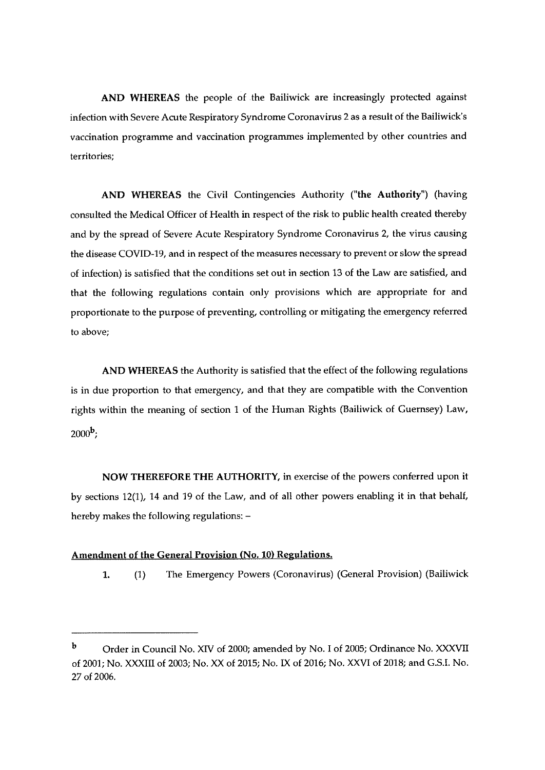**AND WHEREAS** the people of the Bailiwick are increasingly protected against infection with Severe Acute Respiratory Syndrome Coronavirus 2 as a result of the Bailiwick's vaccination programme and vaccination programmes implemented by other countries and territories;

**AND WHEREAS** the Civil Contingencies Authority ("**the Authority**") (having consulted the Medical Officer of Health in respect of the risk to public health created thereby and by the spread of Severe Acute Respiratory Syndrome Coronavirus 2, the virus causing the disease COVID-19, and in respect of the measures necessary to prevent or slow the spread of infection) is satisfied that the conditions set out in section 13 of the Law are satisfied, and that the following regulations contain only provisions which are appropriate for and proportionate to the purpose of preventing, controlling or mitigating the emergency referred to above;

**AND WHEREAS** the Authority is satisfied that the effect of the following regulations is in due proportion to that emergency, and that they are compatible with the Convention rights within the meaning of section 1 of the Human Rights (Bailiwick of Guernsey) Law, 2000[b];

**NOW THEREFORE THE AUTHORITY**, in exercise of the powers conferred upon it by sections 12(1), 14 and 19 of the Law, and of all other powers enabling it in that behalf, hereby makes the following regulations: –

**Amendment of the General Provision (No. 10) Regulations.**

**1.** (1) The Emergency Powers (Coronavirus) (General Provision) (Bailiwick

---

[b] Order in Council No. XIV of 2000; amended by No. I of 2005; Ordinance No. XXXVII of 2001; No. XXXIII of 2003; No. XX of 2015; No. IX of 2016; No. XXVI of 2018; and G.S.I. No. 27 of 2006.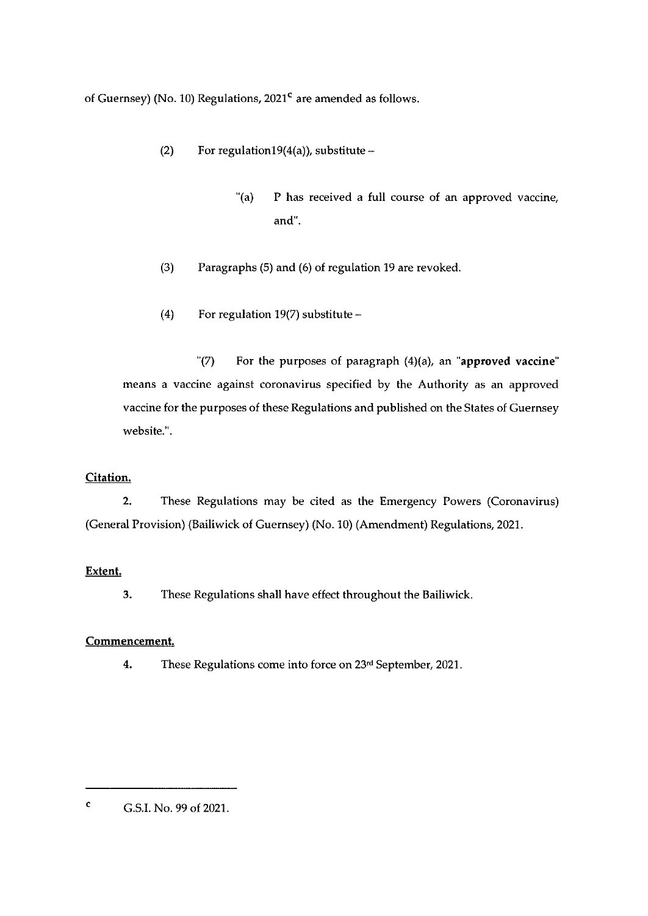of Guernsey) (No. 10) Regulations, 2021[c] are amended as follows.

(2) For regulation19(4(a)), substitute –

"(a) P has received a full course of an approved vaccine, and".

(3) Paragraphs (5) and (6) of regulation 19 are revoked.

(4) For regulation 19(7) substitute –

"(7) For the purposes of paragraph (4)(a), an "**approved vaccine**" means a vaccine against coronavirus specified by the Authority as an approved vaccine for the purposes of these Regulations and published on the States of Guernsey website.".

**Citation.**

2. These Regulations may be cited as the Emergency Powers (Coronavirus) (General Provision) (Bailiwick of Guernsey) (No. 10) (Amendment) Regulations, 2021.

**Extent.**

3. These Regulations shall have effect throughout the Bailiwick.

**Commencement.**

4. These Regulations come into force on 23rd September, 2021.

---

[c] G.S.I. No. 99 of 2021.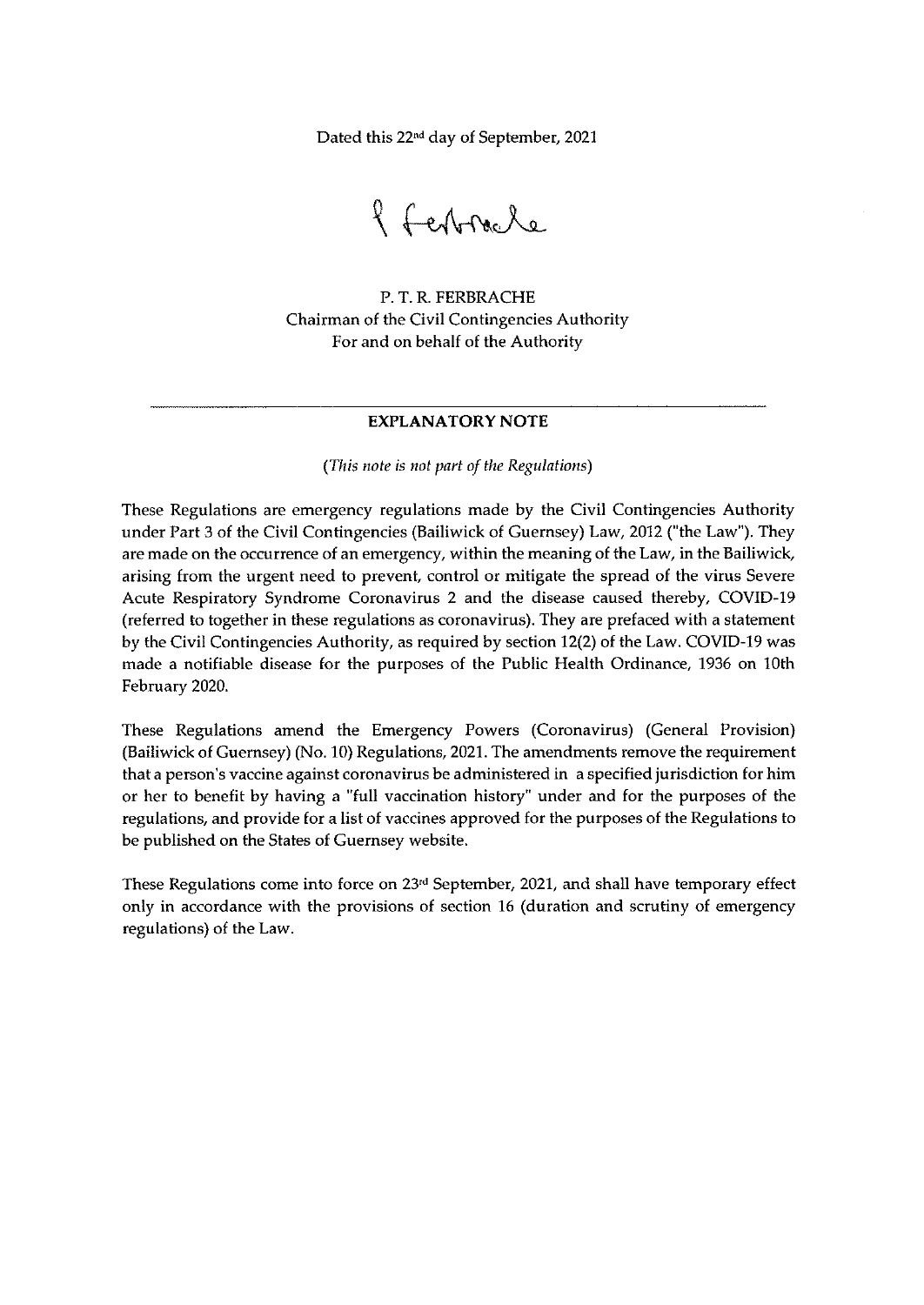Dated this 22nd day of September, 2021

P. T. R. FERBRACHE
Chairman of the Civil Contingencies Authority
For and on behalf of the Authority

---

## EXPLANATORY NOTE

*(This note is not part of the Regulations)*

These Regulations are emergency regulations made by the Civil Contingencies Authority under Part 3 of the Civil Contingencies (Bailiwick of Guernsey) Law, 2012 ("the Law"). They are made on the occurrence of an emergency, within the meaning of the Law, in the Bailiwick, arising from the urgent need to prevent, control or mitigate the spread of the virus Severe Acute Respiratory Syndrome Coronavirus 2 and the disease caused thereby, COVID-19 (referred to together in these regulations as coronavirus). They are prefaced with a statement by the Civil Contingencies Authority, as required by section 12(2) of the Law. COVID-19 was made a notifiable disease for the purposes of the Public Health Ordinance, 1936 on 10th February 2020.

These Regulations amend the Emergency Powers (Coronavirus) (General Provision) (Bailiwick of Guernsey) (No. 10) Regulations, 2021. The amendments remove the requirement that a person's vaccine against coronavirus be administered in a specified jurisdiction for him or her to benefit by having a "full vaccination history" under and for the purposes of the regulations, and provide for a list of vaccines approved for the purposes of the Regulations to be published on the States of Guernsey website.

These Regulations come into force on 23rd September, 2021, and shall have temporary effect only in accordance with the provisions of section 16 (duration and scrutiny of emergency regulations) of the Law.